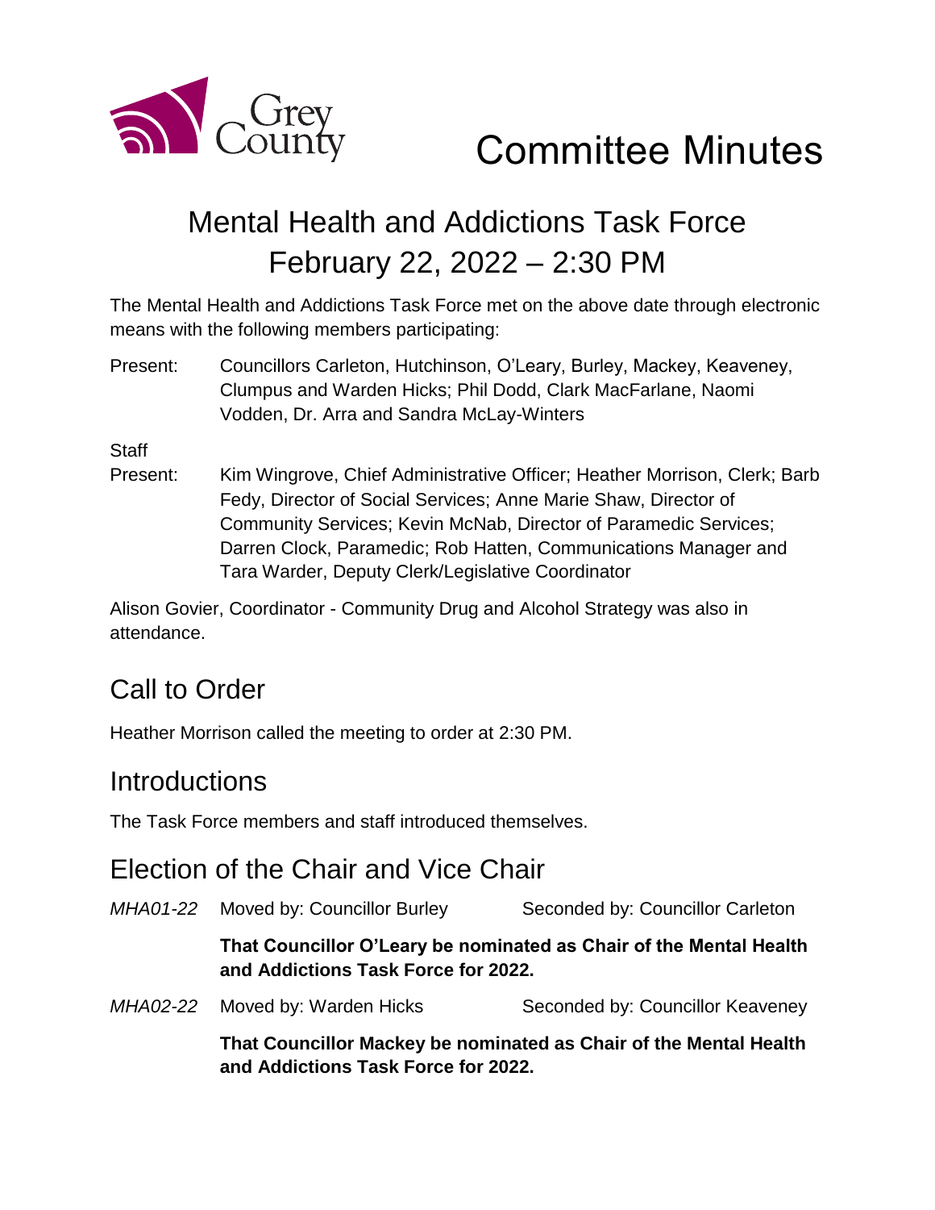Grey County

# Committee Minutes

## Mental Health and Addictions Task Force February 22, 2022 – 2:30 PM

The Mental Health and Addictions Task Force met on the above date through electronic means with the following members participating:

Present: Councillors Carleton, Hutchinson, O'Leary, Burley, Mackey, Keaveney, Clumpus and Warden Hicks; Phil Dodd, Clark MacFarlane, Naomi Vodden, Dr. Arra and Sandra McLay-Winters

Staff Present: Kim Wingrove, Chief Administrative Officer; Heather Morrison, Clerk; Barb Fedy, Director of Social Services; Anne Marie Shaw, Director of Community Services; Kevin McNab, Director of Paramedic Services; Darren Clock, Paramedic; Rob Hatten, Communications Manager and Tara Warder, Deputy Clerk/Legislative Coordinator

Alison Govier, Coordinator - Community Drug and Alcohol Strategy was also in attendance.

## Call to Order

Heather Morrison called the meeting to order at 2:30 PM.

## Introductions

The Task Force members and staff introduced themselves.

## Election of the Chair and Vice Chair

*MHA01-22* Moved by: Councillor Burley Seconded by: Councillor Carleton

**That Councillor O'Leary be nominated as Chair of the Mental Health and Addictions Task Force for 2022.**

*MHA02-22* Moved by: Warden Hicks Seconded by: Councillor Keaveney

**That Councillor Mackey be nominated as Chair of the Mental Health and Addictions Task Force for 2022.**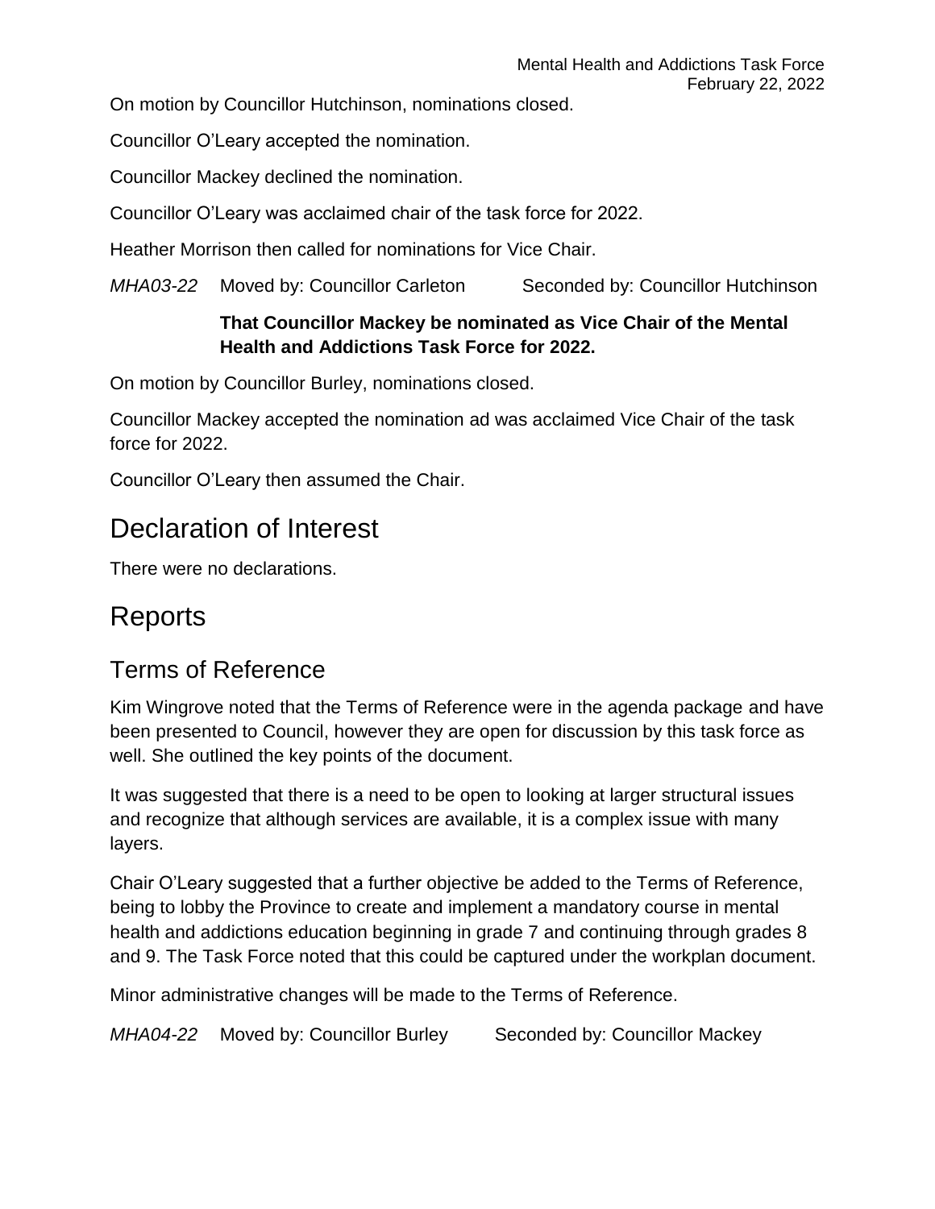On motion by Councillor Hutchinson, nominations closed.

Councillor O'Leary accepted the nomination.

Councillor Mackey declined the nomination.

Councillor O'Leary was acclaimed chair of the task force for 2022.

Heather Morrison then called for nominations for Vice Chair.

*MHA03-22* Moved by: Councillor Carleton Seconded by: Councillor Hutchinson

**That Councillor Mackey be nominated as Vice Chair of the Mental Health and Addictions Task Force for 2022.**

On motion by Councillor Burley, nominations closed.

Councillor Mackey accepted the nomination ad was acclaimed Vice Chair of the task force for 2022.

Councillor O'Leary then assumed the Chair.

# Declaration of Interest

There were no declarations.

# Reports

## Terms of Reference

Kim Wingrove noted that the Terms of Reference were in the agenda package and have been presented to Council, however they are open for discussion by this task force as well. She outlined the key points of the document.

It was suggested that there is a need to be open to looking at larger structural issues and recognize that although services are available, it is a complex issue with many layers.

Chair O'Leary suggested that a further objective be added to the Terms of Reference, being to lobby the Province to create and implement a mandatory course in mental health and addictions education beginning in grade 7 and continuing through grades 8 and 9. The Task Force noted that this could be captured under the workplan document.

Minor administrative changes will be made to the Terms of Reference.

*MHA04-22* Moved by: Councillor Burley Seconded by: Councillor Mackey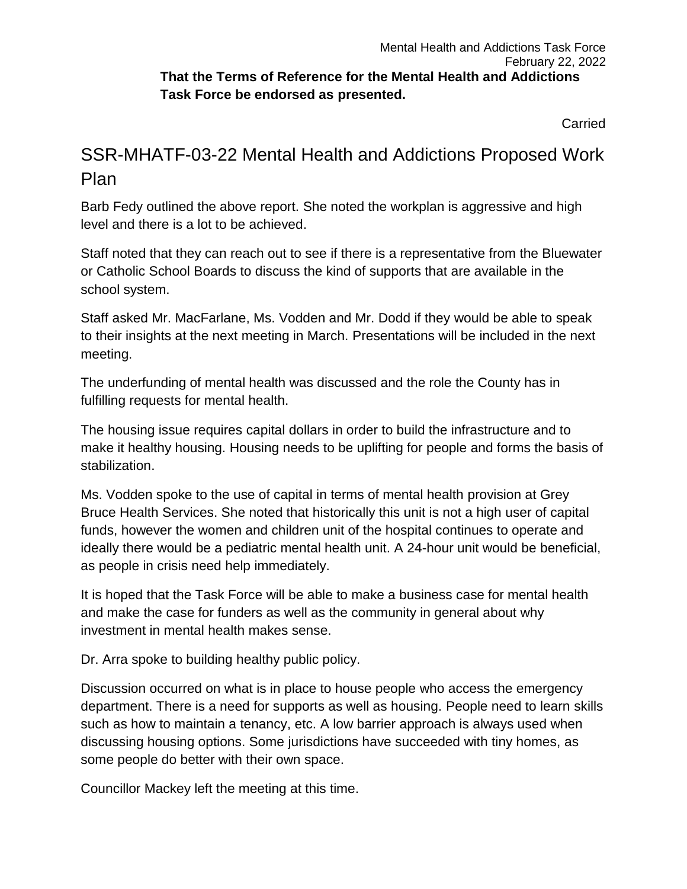**That the Terms of Reference for the Mental Health and Addictions Task Force be endorsed as presented.**

Carried

## SSR-MHATF-03-22 Mental Health and Addictions Proposed Work Plan

Barb Fedy outlined the above report. She noted the workplan is aggressive and high level and there is a lot to be achieved.

Staff noted that they can reach out to see if there is a representative from the Bluewater or Catholic School Boards to discuss the kind of supports that are available in the school system.

Staff asked Mr. MacFarlane, Ms. Vodden and Mr. Dodd if they would be able to speak to their insights at the next meeting in March. Presentations will be included in the next meeting.

The underfunding of mental health was discussed and the role the County has in fulfilling requests for mental health.

The housing issue requires capital dollars in order to build the infrastructure and to make it healthy housing. Housing needs to be uplifting for people and forms the basis of stabilization.

Ms. Vodden spoke to the use of capital in terms of mental health provision at Grey Bruce Health Services. She noted that historically this unit is not a high user of capital funds, however the women and children unit of the hospital continues to operate and ideally there would be a pediatric mental health unit. A 24-hour unit would be beneficial, as people in crisis need help immediately.

It is hoped that the Task Force will be able to make a business case for mental health and make the case for funders as well as the community in general about why investment in mental health makes sense.

Dr. Arra spoke to building healthy public policy.

Discussion occurred on what is in place to house people who access the emergency department. There is a need for supports as well as housing. People need to learn skills such as how to maintain a tenancy, etc. A low barrier approach is always used when discussing housing options. Some jurisdictions have succeeded with tiny homes, as some people do better with their own space.

Councillor Mackey left the meeting at this time.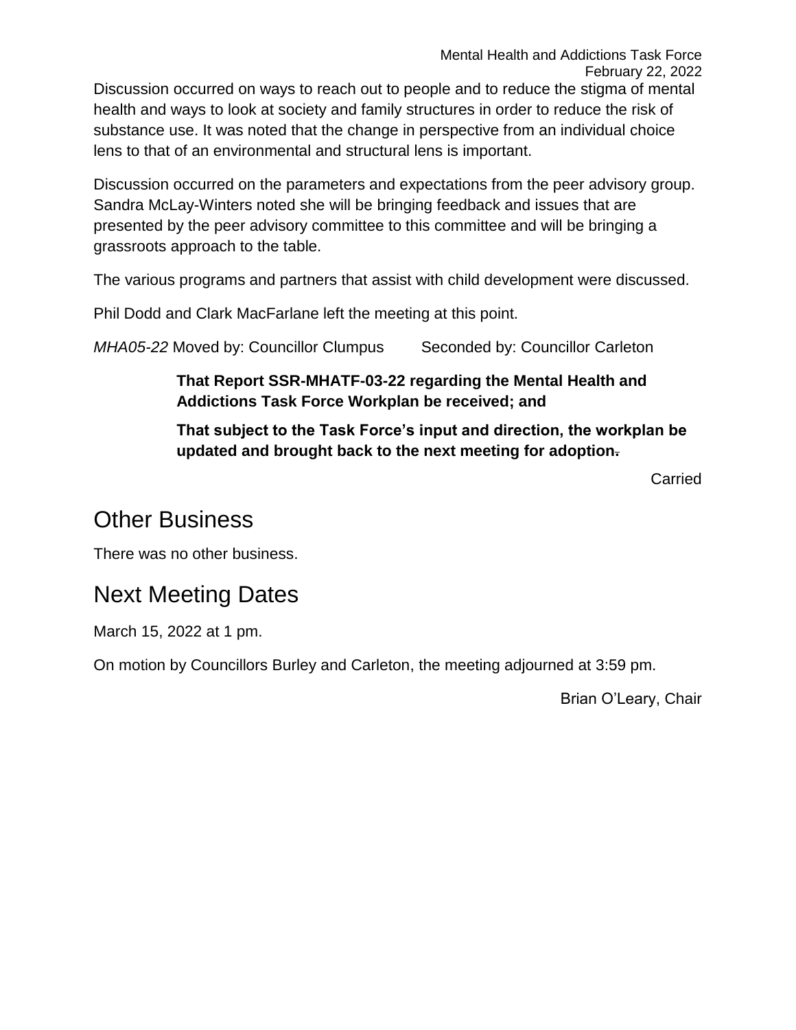Discussion occurred on ways to reach out to people and to reduce the stigma of mental health and ways to look at society and family structures in order to reduce the risk of substance use. It was noted that the change in perspective from an individual choice lens to that of an environmental and structural lens is important.

Discussion occurred on the parameters and expectations from the peer advisory group. Sandra McLay-Winters noted she will be bringing feedback and issues that are presented by the peer advisory committee to this committee and will be bringing a grassroots approach to the table.

The various programs and partners that assist with child development were discussed.

Phil Dodd and Clark MacFarlane left the meeting at this point.

*MHA05-22* Moved by: Councillor Clumpus Seconded by: Councillor Carleton

> **That Report SSR-MHATF-03-22 regarding the Mental Health and Addictions Task Force Workplan be received; and**
>
> **That subject to the Task Force's input and direction, the workplan be updated and brought back to the next meeting for adoption.**

Carried

## Other Business

There was no other business.

## Next Meeting Dates

March 15, 2022 at 1 pm.

On motion by Councillors Burley and Carleton, the meeting adjourned at 3:59 pm.

Brian O'Leary, Chair